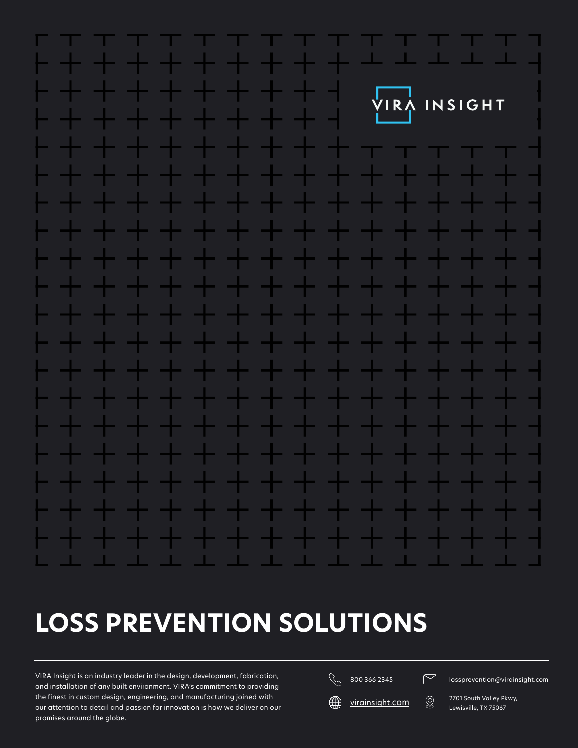VIRA INSIGHT

# LOSS PREVENTION SOLUTIONS

VIRA Insight is an industry leader in the design, development, fabrication, and installation of any built environment. VIRA's commitment to providing the finest in custom design, engineering, and manufacturing joined with our attention to detail and passion for innovation is how we deliver on our promises around the globe.

800 366 2345

lossprevention@virainsight.com

virainsight.com

2701 South Valley Pkwy,
Lewisville, TX 75067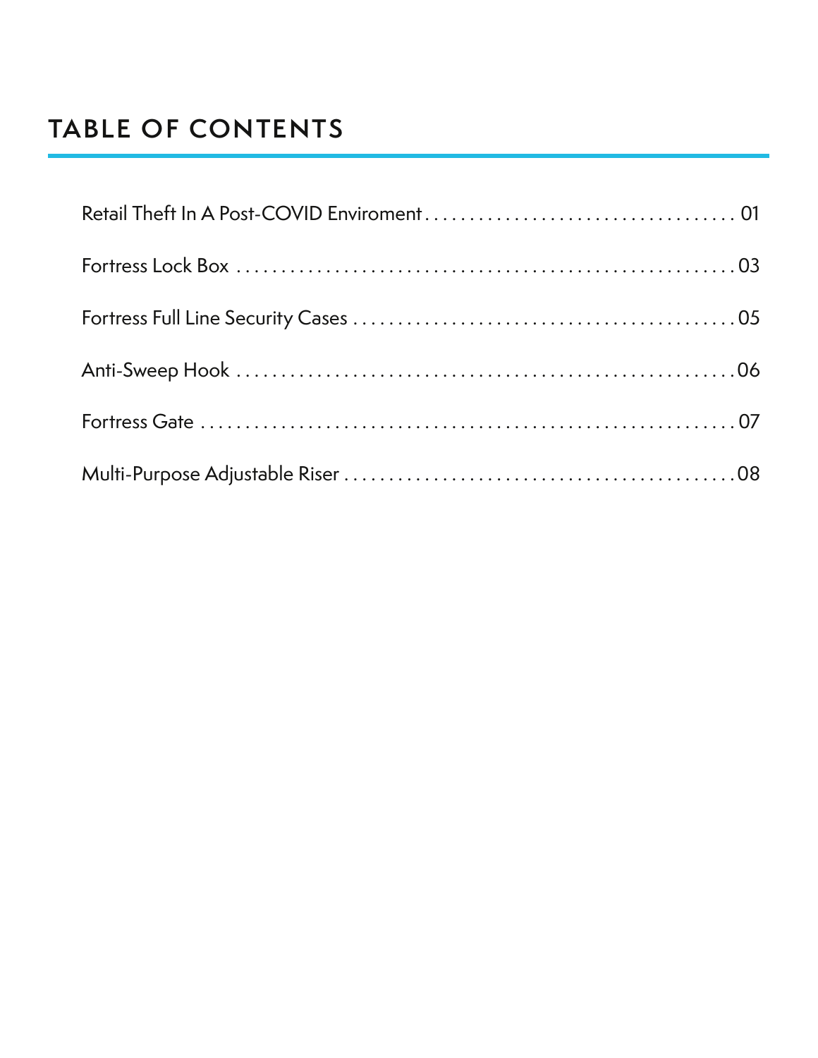## TABLE OF CONTENTS

Retail Theft In A Post-COVID Enviroment . . . . . . . . . . . . . . . . . . . . . . . . . . . . . . . . . . . 01

Fortress Lock Box . . . . . . . . . . . . . . . . . . . . . . . . . . . . . . . . . . . . . . . . . . . . . . . . . . . . . 03

Fortress Full Line Security Cases . . . . . . . . . . . . . . . . . . . . . . . . . . . . . . . . . . . . . . . . . . . 05

Anti-Sweep Hook . . . . . . . . . . . . . . . . . . . . . . . . . . . . . . . . . . . . . . . . . . . . . . . . . . . . . 06

Fortress Gate . . . . . . . . . . . . . . . . . . . . . . . . . . . . . . . . . . . . . . . . . . . . . . . . . . . . . . . . 07

Multi-Purpose Adjustable Riser . . . . . . . . . . . . . . . . . . . . . . . . . . . . . . . . . . . . . . . . . . . 08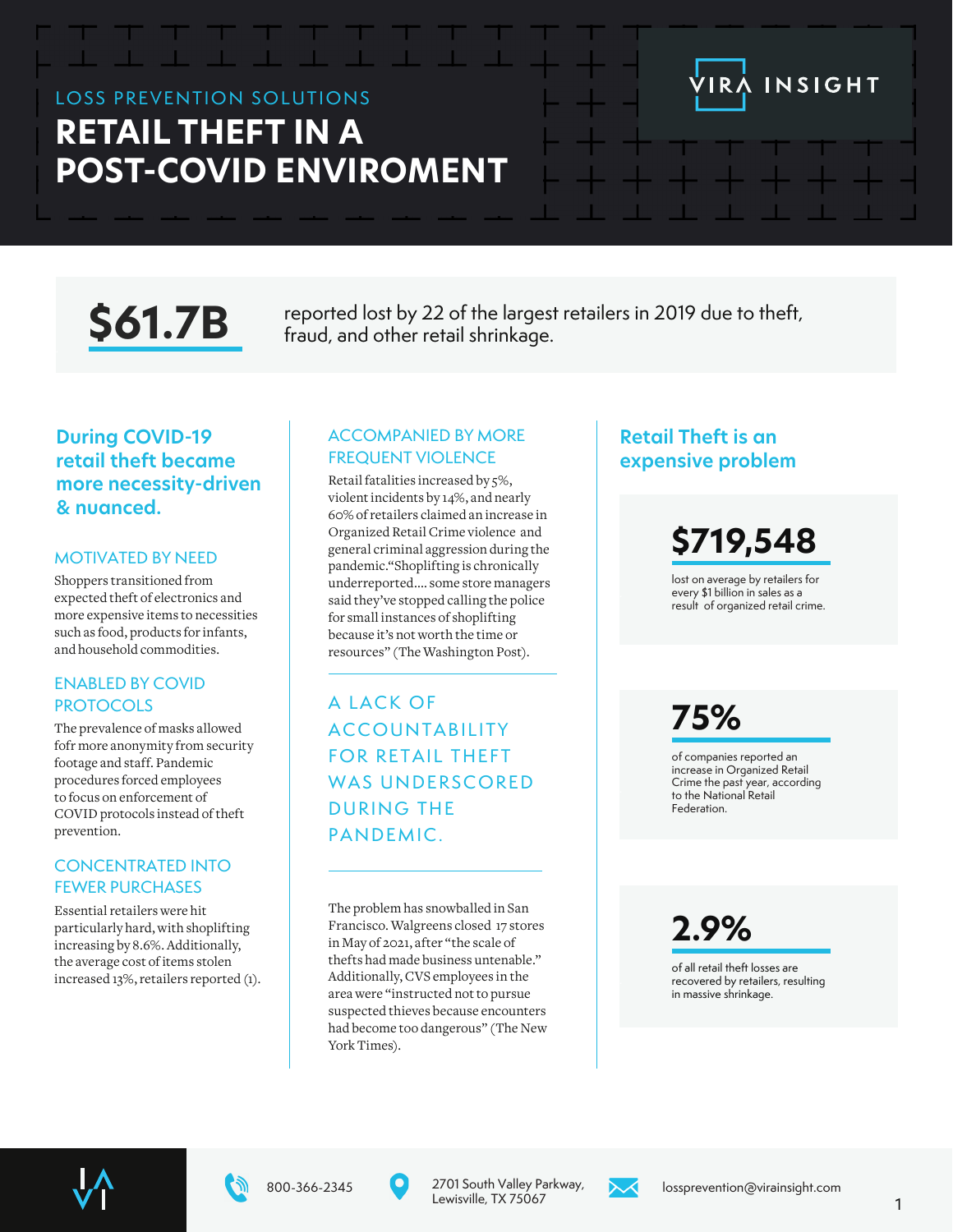LOSS PREVENTION SOLUTIONS

# RETAIL THEFT IN A POST-COVID ENVIROMENT

VIRA INSIGHT

**$61.7B** reported lost by 22 of the largest retailers in 2019 due to theft, fraud, and other retail shrinkage.

## During COVID-19 retail theft became more necessity-driven & nuanced.

### MOTIVATED BY NEED

Shoppers transitioned from expected theft of electronics and more expensive items to necessities such as food, products for infants, and household commodities.

### ENABLED BY COVID PROTOCOLS

The prevalence of masks allowed fofr more anonymity from security footage and staff. Pandemic procedures forced employees to focus on enforcement of COVID protocols instead of theft prevention.

### CONCENTRATED INTO FEWER PURCHASES

Essential retailers were hit particularly hard, with shoplifting increasing by 8.6%. Additionally, the average cost of items stolen increased 13%, retailers reported (1).

### ACCOMPANIED BY MORE FREQUENT VIOLENCE

Retail fatalities increased by 5%, violent incidents by 14%, and nearly 60% of retailers claimed an increase in Organized Retail Crime violence and general criminal aggression during the pandemic."Shoplifting is chronically underreported.... some store managers said they've stopped calling the police for small instances of shoplifting because it's not worth the time or resources" (The Washington Post).

### A LACK OF ACCOUNTABILITY FOR RETAIL THEFT WAS UNDERSCORED DURING THE PANDEMIC.

The problem has snowballed in San Francisco. Walgreens closed 17 stores in May of 2021, after "the scale of thefts had made business untenable." Additionally, CVS employees in the area were "instructed not to pursue suspected thieves because encounters had become too dangerous" (The New York Times).

## Retail Theft is an expensive problem

**$719,548**

lost on average by retailers for every $1 billion in sales as a result of organized retail crime.

**75%**

of companies reported an increase in Organized Retail Crime the past year, according to the National Retail Federation.

**2.9%**

of all retail theft losses are recovered by retailers, resulting in massive shrinkage.

800-366-2345

2701 South Valley Parkway, Lewisville, TX 75067

lossprevention@virainsight.com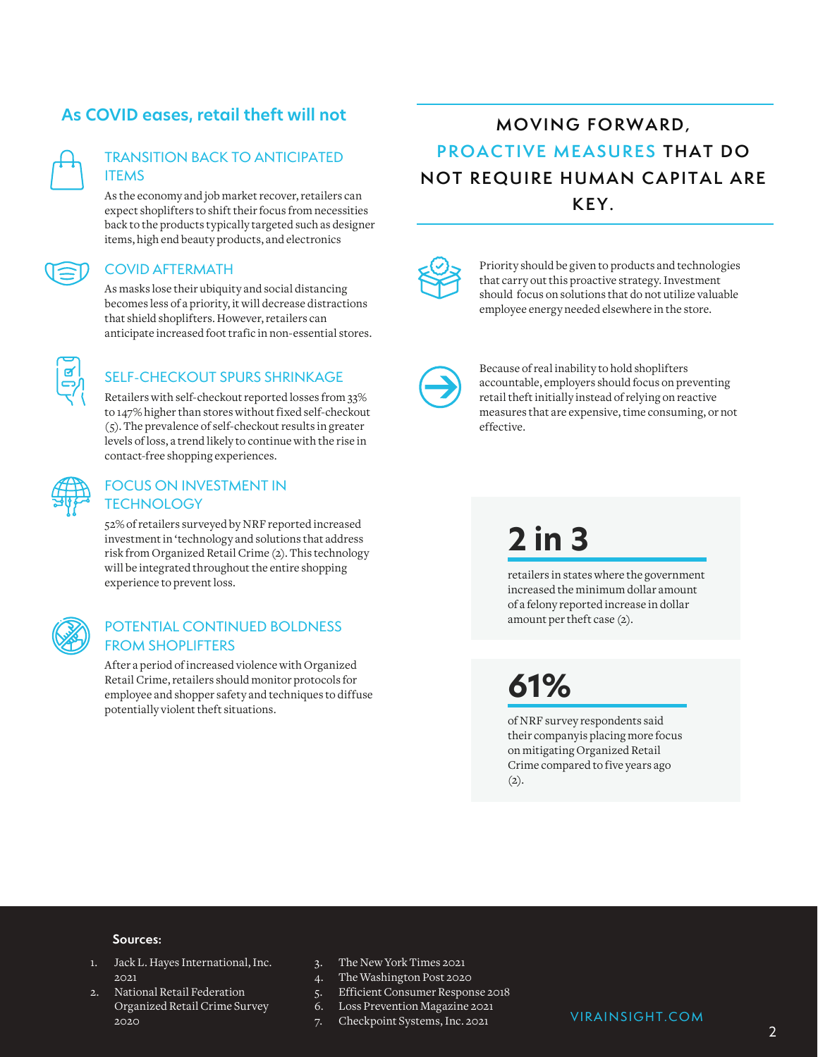## As COVID eases, retail theft will not

### TRANSITION BACK TO ANTICIPATED ITEMS

As the economy and job market recover, retailers can expect shoplifters to shift their focus from necessities back to the products typically targeted such as designer items, high end beauty products, and electronics

### COVID AFTERMATH

As masks lose their ubiquity and social distancing becomes less of a priority, it will decrease distractions that shield shoplifters. However, retailers can anticipate increased foot trafic in non-essential stores.

### SELF-CHECKOUT SPURS SHRINKAGE

Retailers with self-checkout reported losses from 33% to 147% higher than stores without fixed self-checkout (5). The prevalence of self-checkout results in greater levels of loss, a trend likely to continue with the rise in contact-free shopping experiences.

### FOCUS ON INVESTMENT IN TECHNOLOGY

52% of retailers surveyed by NRF reported increased investment in 'technology and solutions that address risk from Organized Retail Crime (2). This technology will be integrated throughout the entire shopping experience to prevent loss.

### POTENTIAL CONTINUED BOLDNESS FROM SHOPLIFTERS

After a period of increased violence with Organized Retail Crime, retailers should monitor protocols for employee and shopper safety and techniques to diffuse potentially violent theft situations.

## MOVING FORWARD, PROACTIVE MEASURES THAT DO NOT REQUIRE HUMAN CAPITAL ARE KEY.

Priority should be given to products and technologies that carry out this proactive strategy. Investment should focus on solutions that do not utilize valuable employee energy needed elsewhere in the store.

Because of real inability to hold shoplifters accountable, employers should focus on preventing retail theft initially instead of relying on reactive measures that are expensive, time consuming, or not effective.

**2 in 3**

retailers in states where the government increased the minimum dollar amount of a felony reported increase in dollar amount per theft case (2).

**61%**

of NRF survey respondents said their companyis placing more focus on mitigating Organized Retail Crime compared to five years ago (2).

**Sources:**

1. Jack L. Hayes International, Inc. 2021
2. National Retail Federation Organized Retail Crime Survey 2020
3. The New York Times 2021
4. The Washington Post 2020
5. Efficient Consumer Response 2018
6. Loss Prevention Magazine 2021
7. Checkpoint Systems, Inc. 2021

VIRAINSIGHT.COM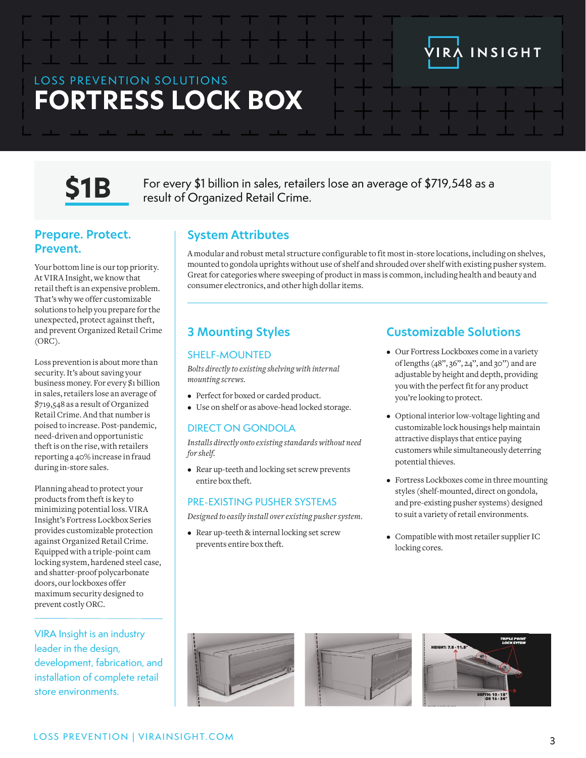LOSS PREVENTION SOLUTIONS

# FORTRESS LOCK BOX

**$1B** For every $1 billion in sales, retailers lose an average of $719,548 as a result of Organized Retail Crime.

## Prepare. Protect. Prevent.

Your bottom line is our top priority. At VIRA Insight, we know that retail theft is an expensive problem. That's why we offer customizable solutions to help you prepare for the unexpected, protect against theft, and prevent Organized Retail Crime (ORC).

Loss prevention is about more than security. It's about saving your business money. For every $1 billion in sales, retailers lose an average of $719,548 as a result of Organized Retail Crime. And that number is poised to increase. Post-pandemic, need-driven and opportunistic theft is on the rise, with retailers reporting a 40% increase in fraud during in-store sales.

Planning ahead to protect your products from theft is key to minimizing potential loss. VIRA Insight's Fortress Lockbox Series provides customizable protection against Organized Retail Crime. Equipped with a triple-point cam locking system, hardened steel case, and shatter-proof polycarbonate doors, our lockboxes offer maximum security designed to prevent costly ORC.

VIRA Insight is an industry leader in the design, development, fabrication, and installation of complete retail store environments.

## System Attributes

A modular and robust metal structure configurable to fit most in-store locations, including on shelves, mounted to gondola uprights without use of shelf and shrouded over shelf with existing pusher system. Great for categories where sweeping of product in mass is common, including health and beauty and consumer electronics, and other high dollar items.

## 3 Mounting Styles

### SHELF-MOUNTED

*Bolts directly to existing shelving with internal mounting screws.*

- Perfect for boxed or carded product.
- Use on shelf or as above-head locked storage.

### DIRECT ON GONDOLA

*Installs directly onto existing standards without need for shelf.*

- Rear up-teeth and locking set screw prevents entire box theft.

### PRE-EXISTING PUSHER SYSTEMS

*Designed to easily install over existing pusher system.*

- Rear up-teeth & internal locking set screw prevents entire box theft.

## Customizable Solutions

- Our Fortress Lockboxes come in a variety of lengths (48", 36", 24", and 30") and are adjustable by height and depth, providing you with the perfect fit for any product you're looking to protect.
- Optional interior low-voltage lighting and customizable lock housings help maintain attractive displays that entice paying customers while simultaneously deterring potential thieves.
- Fortress Lockboxes come in three mounting styles (shelf-mounted, direct on gondola, and pre-existing pusher systems) designed to suit a variety of retail environments.
- Compatible with most retailer supplier IC locking cores.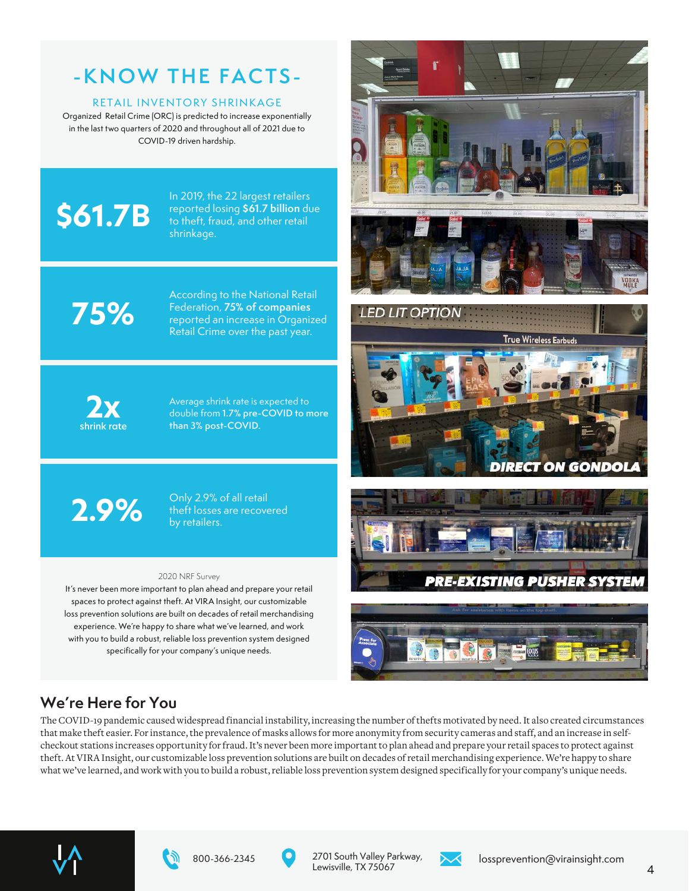# -KNOW THE FACTS-

## RETAIL INVENTORY SHRINKAGE

Organized Retail Crime (ORC) is predicted to increase exponentially in the last two quarters of 2020 and throughout all of 2021 due to COVID-19 driven hardship.

**$61.7B**

In 2019, the 22 largest retailers reported losing **$61.7 billion** due to theft, fraud, and other retail shrinkage.

**75%**

According to the National Retail Federation, **75% of companies** reported an increase in Organized Retail Crime over the past year.

**2x** shrink rate

Average shrink rate is expected to double from **1.7% pre-COVID to more than 3% post-COVID.**

**2.9%**

Only 2.9% of all retail theft losses are recovered by retailers.

2020 NRF Survey

It's never been more important to plan ahead and prepare your retail spaces to protect against theft. At VIRA Insight, our customizable loss prevention solutions are built on decades of retail merchandising experience. We're happy to share what we've learned, and work with you to build a robust, reliable loss prevention system designed specifically for your company's unique needs.

LED LIT OPTION

DIRECT ON GONDOLA

PRE-EXISTING PUSHER SYSTEM

## We're Here for You

The COVID-19 pandemic caused widespread financial instability, increasing the number of thefts motivated by need. It also created circumstances that make theft easier. For instance, the prevalence of masks allows for more anonymity from security cameras and staff, and an increase in self-checkout stations increases opportunity for fraud. It's never been more important to plan ahead and prepare your retail spaces to protect against theft. At VIRA Insight, our customizable loss prevention solutions are built on decades of retail merchandising experience. We're happy to share what we've learned, and work with you to build a robust, reliable loss prevention system designed specifically for your company's unique needs.

800-366-2345

2701 South Valley Parkway, Lewisville, TX 75067

lossprevention@virainsight.com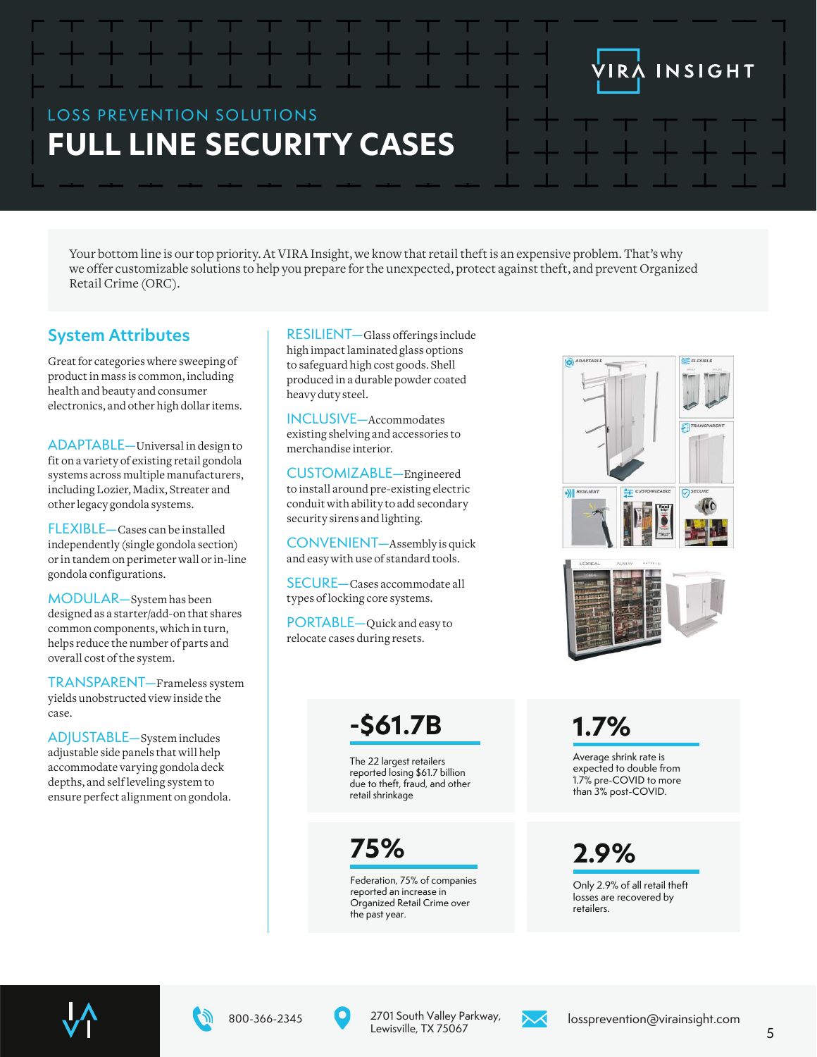VIRA INSIGHT

LOSS PREVENTION SOLUTIONS

# FULL LINE SECURITY CASES

Your bottom line is our top priority. At VIRA Insight, we know that retail theft is an expensive problem. That's why we offer customizable solutions to help you prepare for the unexpected, protect against theft, and prevent Organized Retail Crime (ORC).

## System Attributes

Great for categories where sweeping of product in mass is common, including health and beauty and consumer electronics, and other high dollar items.

ADAPTABLE—Universal in design to fit on a variety of existing retail gondola systems across multiple manufacturers, including Lozier, Madix, Streater and other legacy gondola systems.

FLEXIBLE—Cases can be installed independently (single gondola section) or in tandem on perimeter wall or in-line gondola configurations.

MODULAR—System has been designed as a starter/add-on that shares common components, which in turn, helps reduce the number of parts and overall cost of the system.

TRANSPARENT—Frameless system yields unobstructed view inside the case.

ADJUSTABLE—System includes adjustable side panels that will help accommodate varying gondola deck depths, and self leveling system to ensure perfect alignment on gondola.

RESILIENT—Glass offerings include high impact laminated glass options to safeguard high cost goods. Shell produced in a durable powder coated heavy duty steel.

INCLUSIVE—Accommodates existing shelving and accessories to merchandise interior.

CUSTOMIZABLE—Engineered to install around pre-existing electric conduit with ability to add secondary security sirens and lighting.

CONVENIENT—Assembly is quick and easy with use of standard tools.

SECURE—Cases accommodate all types of locking core systems.

PORTABLE—Quick and easy to relocate cases during resets.

**-$61.7B**

The 22 largest retailers reported losing $61.7 billion due to theft, fraud, and other retail shrinkage

**1.7%**

Average shrink rate is expected to double from 1.7% pre-COVID to more than 3% post-COVID.

**75%**

Federation, 75% of companies reported an increase in Organized Retail Crime over the past year.

**2.9%**

Only 2.9% of all retail theft losses are recovered by retailers.

800-366-2345

2701 South Valley Parkway, Lewisville, TX 75067

lossprevention@virainsight.com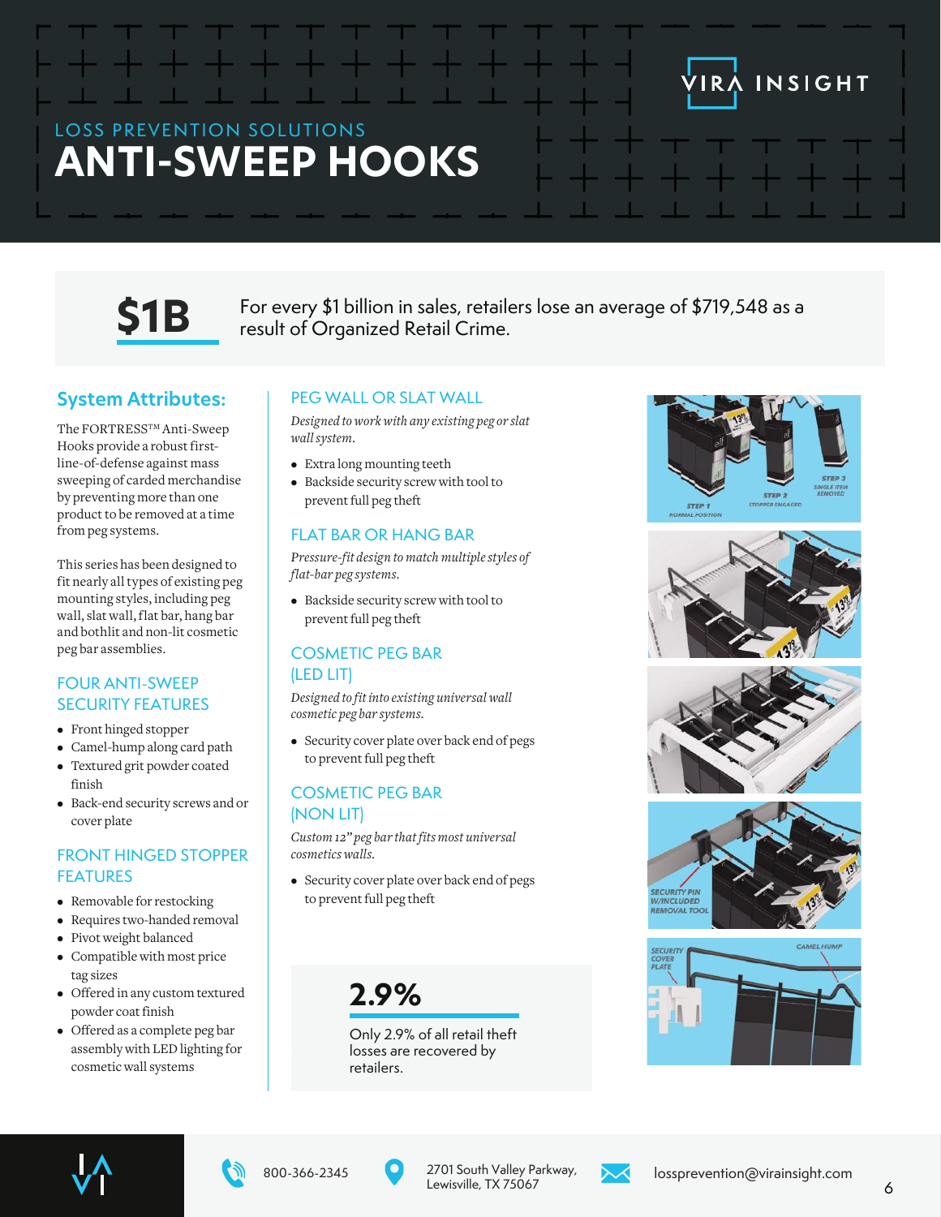VIRA INSIGHT

LOSS PREVENTION SOLUTIONS

# ANTI-SWEEP HOOKS

**$1B** For every $1 billion in sales, retailers lose an average of $719,548 as a result of Organized Retail Crime.

## System Attributes:

The FORTRESS™ Anti-Sweep Hooks provide a robust first-line-of-defense against mass sweeping of carded merchandise by preventing more than one product to be removed at a time from peg systems.

This series has been designed to fit nearly all types of existing peg mounting styles, including peg wall, slat wall, flat bar, hang bar and bothlit and non-lit cosmetic peg bar assemblies.

### FOUR ANTI-SWEEP SECURITY FEATURES

- Front hinged stopper
- Camel-hump along card path
- Textured grit powder coated finish
- Back-end security screws and or cover plate

### FRONT HINGED STOPPER FEATURES

- Removable for restocking
- Requires two-handed removal
- Pivot weight balanced
- Compatible with most price tag sizes
- Offered in any custom textured powder coat finish
- Offered as a complete peg bar assembly with LED lighting for cosmetic wall systems

### PEG WALL OR SLAT WALL

*Designed to work with any existing peg or slat wall system.*

- Extra long mounting teeth
- Backside security screw with tool to prevent full peg theft

### FLAT BAR OR HANG BAR

*Pressure-fit design to match multiple styles of flat-bar peg systems.*

- Backside security screw with tool to prevent full peg theft

### COSMETIC PEG BAR (LED LIT)

*Designed to fit into existing universal wall cosmetic peg bar systems.*

- Security cover plate over back end of pegs to prevent full peg theft

### COSMETIC PEG BAR (NON LIT)

*Custom 12" peg bar that fits most universal cosmetics walls.*

- Security cover plate over back end of pegs to prevent full peg theft

**2.9%**

Only 2.9% of all retail theft losses are recovered by retailers.

800-366-2345

2701 South Valley Parkway, Lewisville, TX 75067

lossprevention@virainsight.com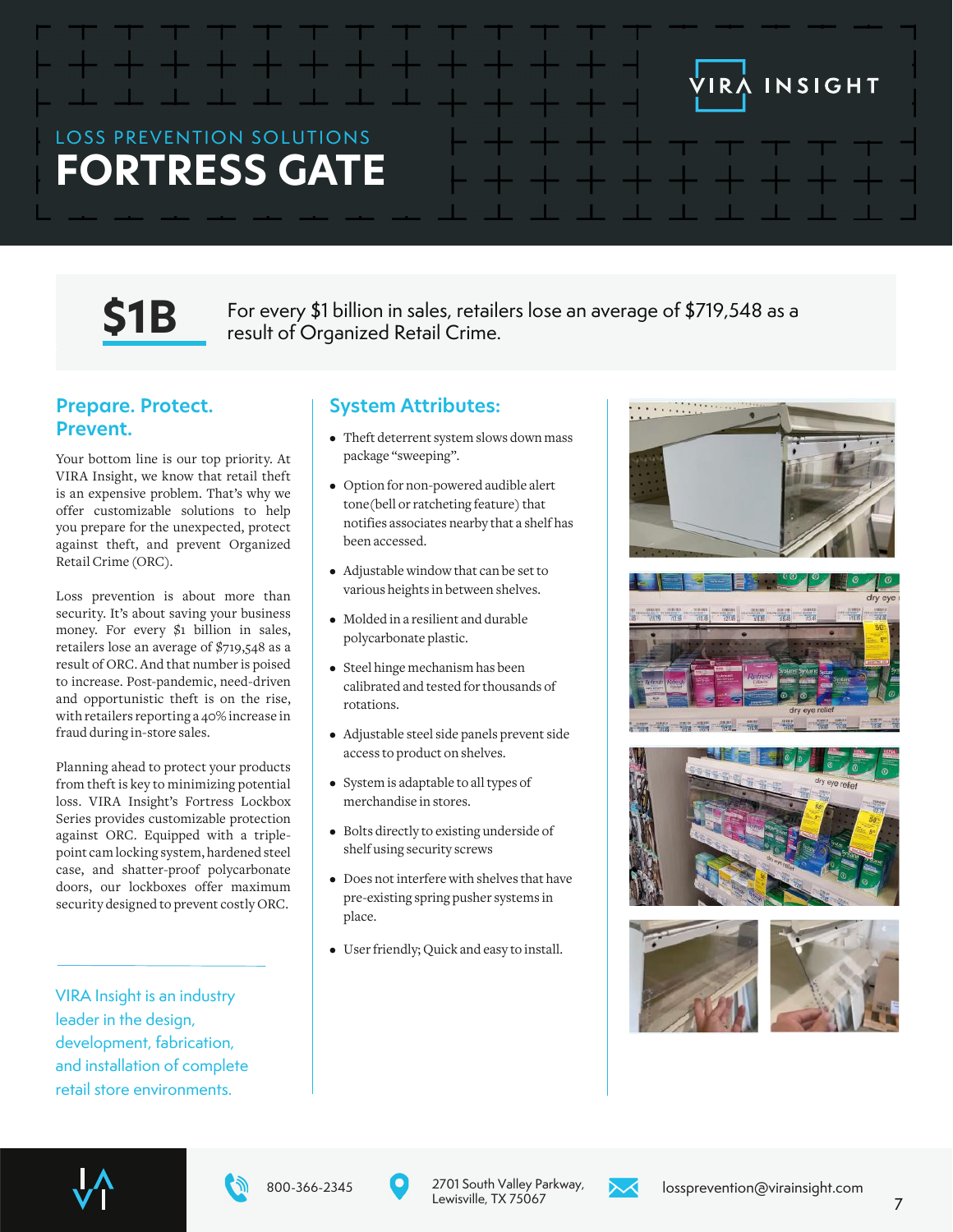LOSS PREVENTION SOLUTIONS

# FORTRESS GATE

VIRA INSIGHT

**$1B** For every $1 billion in sales, retailers lose an average of $719,548 as a result of Organized Retail Crime.

## Prepare. Protect. Prevent.

Your bottom line is our top priority. At VIRA Insight, we know that retail theft is an expensive problem. That's why we offer customizable solutions to help you prepare for the unexpected, protect against theft, and prevent Organized Retail Crime (ORC).

Loss prevention is about more than security. It's about saving your business money. For every $1 billion in sales, retailers lose an average of $719,548 as a result of ORC. And that number is poised to increase. Post-pandemic, need-driven and opportunistic theft is on the rise, with retailers reporting a 40% increase in fraud during in-store sales.

Planning ahead to protect your products from theft is key to minimizing potential loss. VIRA Insight's Fortress Lockbox Series provides customizable protection against ORC. Equipped with a triple-point cam locking system, hardened steel case, and shatter-proof polycarbonate doors, our lockboxes offer maximum security designed to prevent costly ORC.

VIRA Insight is an industry leader in the design, development, fabrication, and installation of complete retail store environments.

## System Attributes:

- Theft deterrent system slows down mass package "sweeping".
- Option for non-powered audible alert tone(bell or ratcheting feature) that notifies associates nearby that a shelf has been accessed.
- Adjustable window that can be set to various heights in between shelves.
- Molded in a resilient and durable polycarbonate plastic.
- Steel hinge mechanism has been calibrated and tested for thousands of rotations.
- Adjustable steel side panels prevent side access to product on shelves.
- System is adaptable to all types of merchandise in stores.
- Bolts directly to existing underside of shelf using security screws
- Does not interfere with shelves that have pre-existing spring pusher systems in place.
- User friendly; Quick and easy to install.

800-366-2345

2701 South Valley Parkway, Lewisville, TX 75067

lossprevention@virainsight.com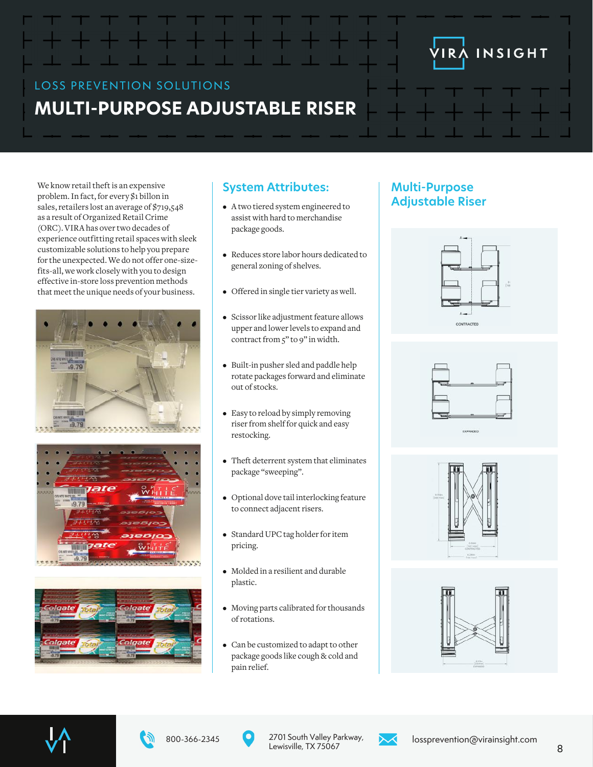## LOSS PREVENTION SOLUTIONS

# MULTI-PURPOSE ADJUSTABLE RISER

We know retail theft is an expensive problem. In fact, for every $1 billon in sales, retailers lost an average of $719,548 as a result of Organized Retail Crime (ORC). VIRA has over two decades of experience outfitting retail spaces with sleek customizable solutions to help you prepare for the unexpected. We do not offer one-size-fits-all, we work closely with you to design effective in-store loss prevention methods that meet the unique needs of your business.

## System Attributes:

- A two tiered system engineered to assist with hard to merchandise package goods.
- Reduces store labor hours dedicated to general zoning of shelves.
- Offered in single tier variety as well.
- Scissor like adjustment feature allows upper and lower levels to expand and contract from 5" to 9" in width.
- Built-in pusher sled and paddle help rotate packages forward and eliminate out of stocks.
- Easy to reload by simply removing riser from shelf for quick and easy restocking.
- Theft deterrent system that eliminates package "sweeping".
- Optional dove tail interlocking feature to connect adjacent risers.
- Standard UPC tag holder for item pricing.
- Molded in a resilient and durable plastic.
- Moving parts calibrated for thousands of rotations.
- Can be customized to adapt to other package goods like cough & cold and pain relief.

## Multi-Purpose Adjustable Riser

CONTRACTED

EXPANDED

800-366-2345

2701 South Valley Parkway, Lewisville, TX 75067

lossprevention@virainsight.com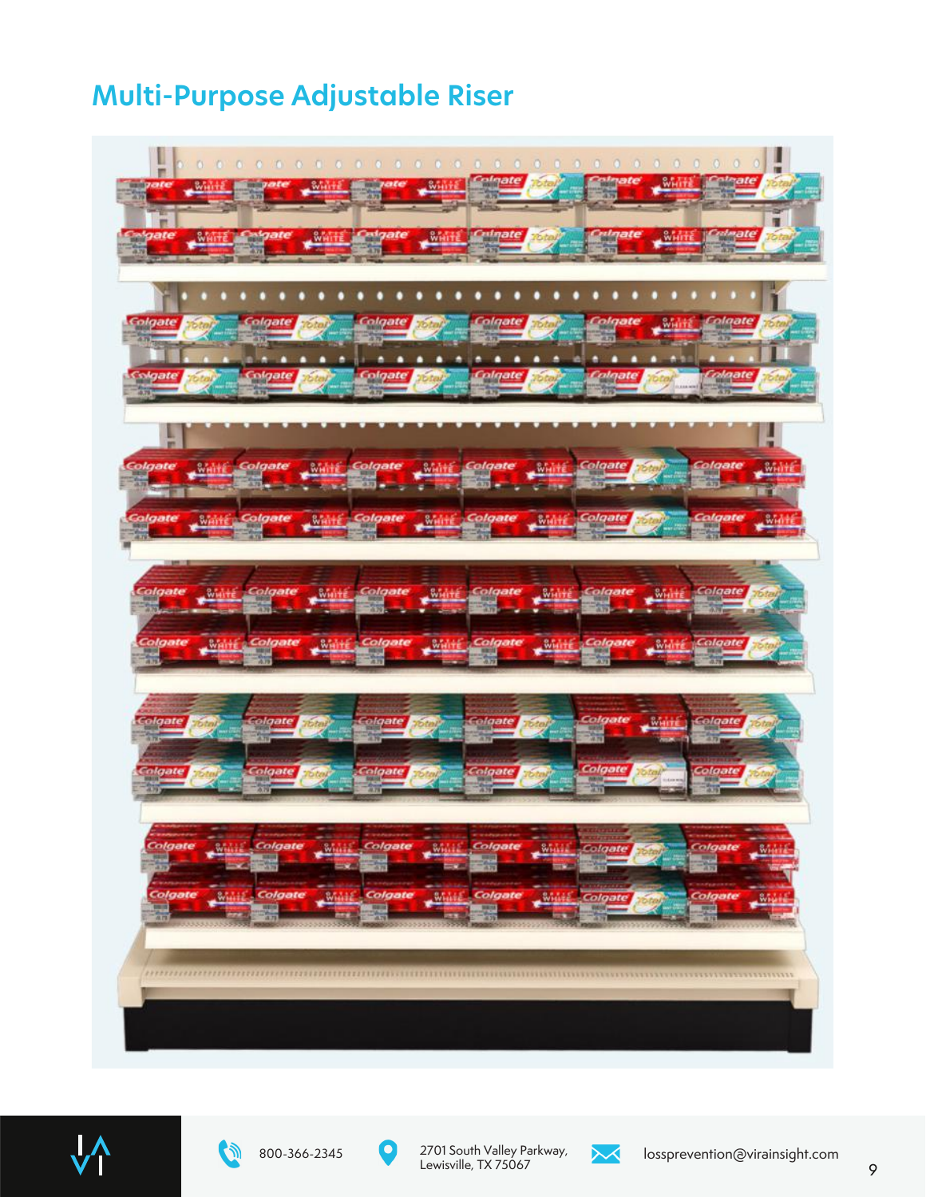# Multi-Purpose Adjustable Riser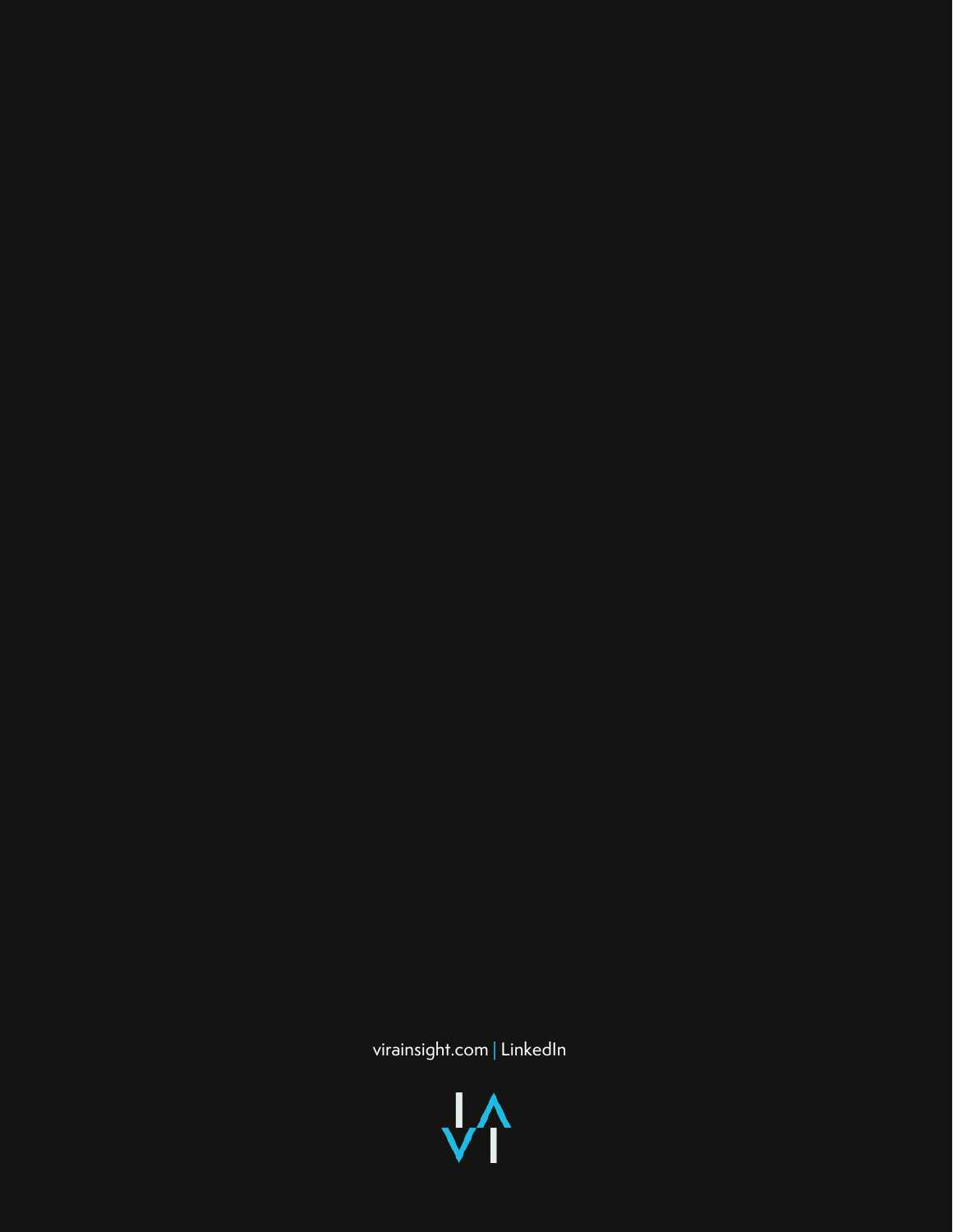virainsight.com | LinkedIn